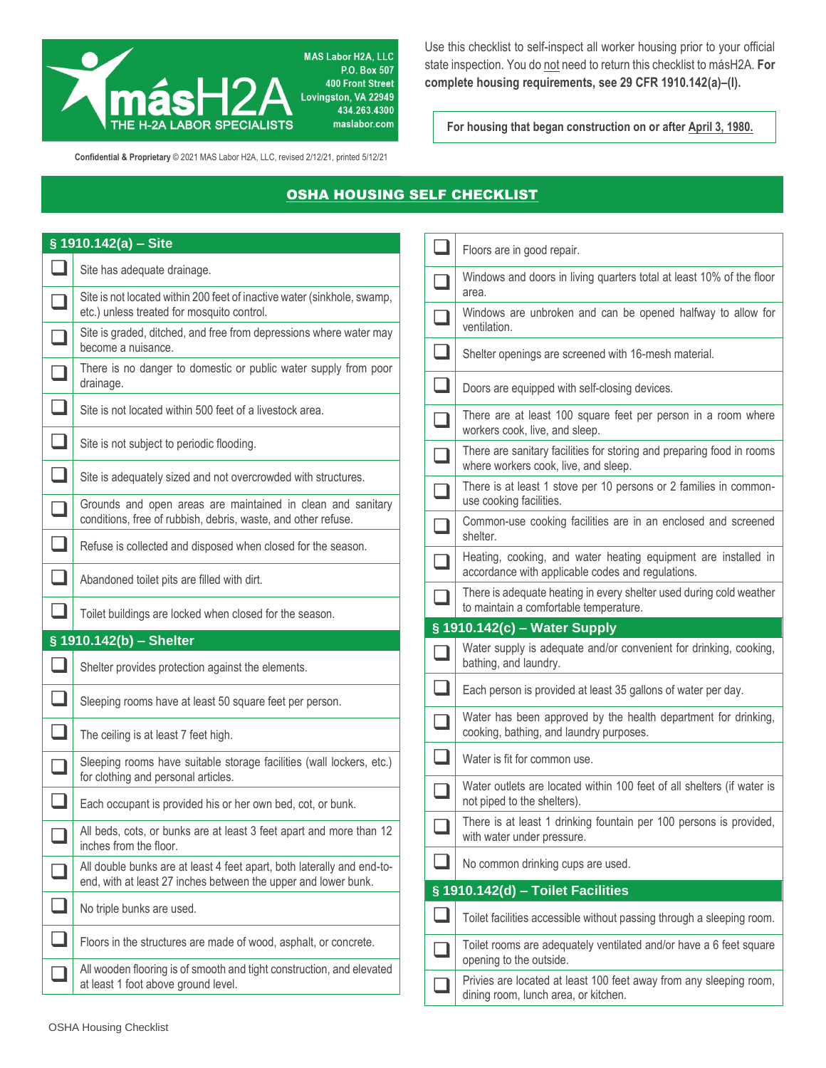**MAS Labor H2A, LLC**
**P.O. Box 507**
**400 Front Street**
**Lovingston, VA 22949**
**434.263.4300**
**maslabor.com**

másH2A — THE H-2A LABOR SPECIALISTS

**Confidential & Proprietary** © 2021 MAS Labor H2A, LLC, revised 2/12/21, printed 5/12/21

Use this checklist to self-inspect all worker housing prior to your official state inspection. You do not need to return this checklist to másH2A. **For complete housing requirements, see 29 CFR 1910.142(a)–(l).**

**For housing that began construction on or after April 3, 1980.**

# OSHA HOUSING SELF CHECKLIST

## § 1910.142(a) – Site

- [ ] Site has adequate drainage.
- [ ] Site is not located within 200 feet of inactive water (sinkhole, swamp, etc.) unless treated for mosquito control.
- [ ] Site is graded, ditched, and free from depressions where water may become a nuisance.
- [ ] There is no danger to domestic or public water supply from poor drainage.
- [ ] Site is not located within 500 feet of a livestock area.
- [ ] Site is not subject to periodic flooding.
- [ ] Site is adequately sized and not overcrowded with structures.
- [ ] Grounds and open areas are maintained in clean and sanitary conditions, free of rubbish, debris, waste, and other refuse.
- [ ] Refuse is collected and disposed when closed for the season.
- [ ] Abandoned toilet pits are filled with dirt.
- [ ] Toilet buildings are locked when closed for the season.

## § 1910.142(b) – Shelter

- [ ] Shelter provides protection against the elements.
- [ ] Sleeping rooms have at least 50 square feet per person.
- [ ] The ceiling is at least 7 feet high.
- [ ] Sleeping rooms have suitable storage facilities (wall lockers, etc.) for clothing and personal articles.
- [ ] Each occupant is provided his or her own bed, cot, or bunk.
- [ ] All beds, cots, or bunks are at least 3 feet apart and more than 12 inches from the floor.
- [ ] All double bunks are at least 4 feet apart, both laterally and end-to-end, with at least 27 inches between the upper and lower bunk.
- [ ] No triple bunks are used.
- [ ] Floors in the structures are made of wood, asphalt, or concrete.
- [ ] All wooden flooring is of smooth and tight construction, and elevated at least 1 foot above ground level.
- [ ] Floors are in good repair.
- [ ] Windows and doors in living quarters total at least 10% of the floor area.
- [ ] Windows are unbroken and can be opened halfway to allow for ventilation.
- [ ] Shelter openings are screened with 16-mesh material.
- [ ] Doors are equipped with self-closing devices.
- [ ] There are at least 100 square feet per person in a room where workers cook, live, and sleep.
- [ ] There are sanitary facilities for storing and preparing food in rooms where workers cook, live, and sleep.
- [ ] There is at least 1 stove per 10 persons or 2 families in common-use cooking facilities.
- [ ] Common-use cooking facilities are in an enclosed and screened shelter.
- [ ] Heating, cooking, and water heating equipment are installed in accordance with applicable codes and regulations.
- [ ] There is adequate heating in every shelter used during cold weather to maintain a comfortable temperature.

## § 1910.142(c) – Water Supply

- [ ] Water supply is adequate and/or convenient for drinking, cooking, bathing, and laundry.
- [ ] Each person is provided at least 35 gallons of water per day.
- [ ] Water has been approved by the health department for drinking, cooking, bathing, and laundry purposes.
- [ ] Water is fit for common use.
- [ ] Water outlets are located within 100 feet of all shelters (if water is not piped to the shelters).
- [ ] There is at least 1 drinking fountain per 100 persons is provided, with water under pressure.
- [ ] No common drinking cups are used.

## § 1910.142(d) – Toilet Facilities

- [ ] Toilet facilities accessible without passing through a sleeping room.
- [ ] Toilet rooms are adequately ventilated and/or have a 6 feet square opening to the outside.
- [ ] Privies are located at least 100 feet away from any sleeping room, dining room, lunch area, or kitchen.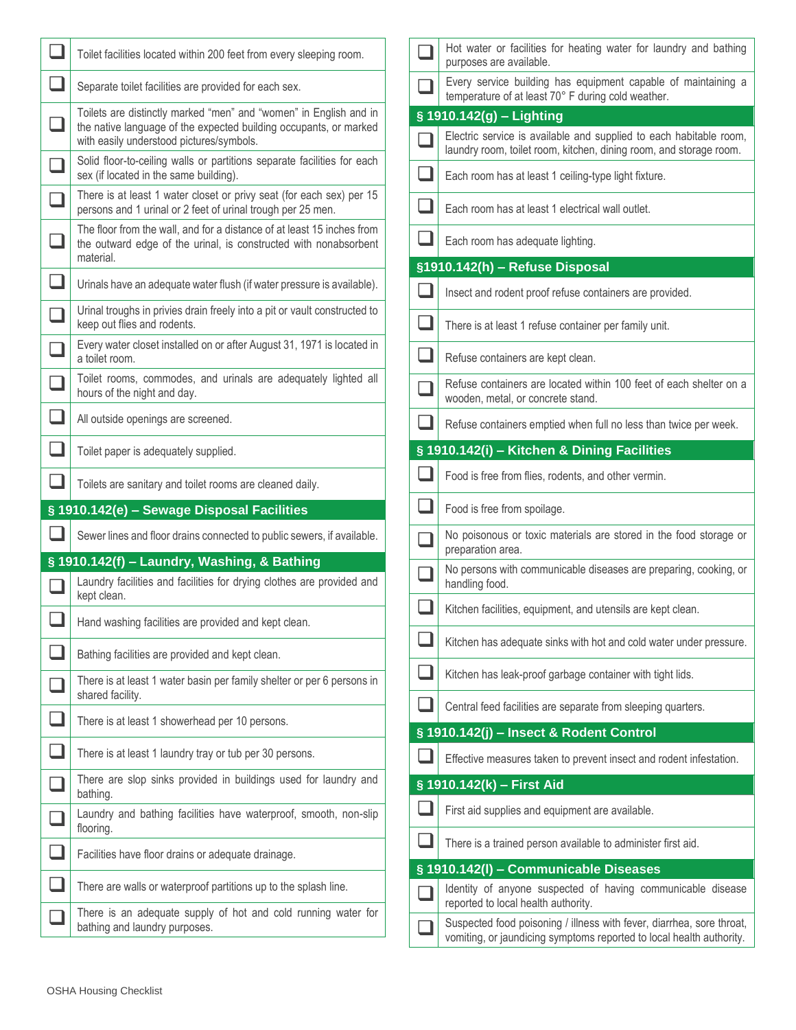- ❑ Toilet facilities located within 200 feet from every sleeping room.
- ❑ Separate toilet facilities are provided for each sex.
- ❑ Toilets are distinctly marked "men" and "women" in English and in the native language of the expected building occupants, or marked with easily understood pictures/symbols.
- ❑ Solid floor-to-ceiling walls or partitions separate facilities for each sex (if located in the same building).
- ❑ There is at least 1 water closet or privy seat (for each sex) per 15 persons and 1 urinal or 2 feet of urinal trough per 25 men.
- ❑ The floor from the wall, and for a distance of at least 15 inches from the outward edge of the urinal, is constructed with nonabsorbent material.
- ❑ Urinals have an adequate water flush (if water pressure is available).
- ❑ Urinal troughs in privies drain freely into a pit or vault constructed to keep out flies and rodents.
- ❑ Every water closet installed on or after August 31, 1971 is located in a toilet room.
- ❑ Toilet rooms, commodes, and urinals are adequately lighted all hours of the night and day.
- ❑ All outside openings are screened.
- ❑ Toilet paper is adequately supplied.
- ❑ Toilets are sanitary and toilet rooms are cleaned daily.

## § 1910.142(e) – Sewage Disposal Facilities

- ❑ Sewer lines and floor drains connected to public sewers, if available.

## § 1910.142(f) – Laundry, Washing, & Bathing

- ❑ Laundry facilities and facilities for drying clothes are provided and kept clean.
- ❑ Hand washing facilities are provided and kept clean.
- ❑ Bathing facilities are provided and kept clean.
- ❑ There is at least 1 water basin per family shelter or per 6 persons in shared facility.
- ❑ There is at least 1 showerhead per 10 persons.
- ❑ There is at least 1 laundry tray or tub per 30 persons.
- ❑ There are slop sinks provided in buildings used for laundry and bathing.
- ❑ Laundry and bathing facilities have waterproof, smooth, non-slip flooring.
- ❑ Facilities have floor drains or adequate drainage.
- ❑ There are walls or waterproof partitions up to the splash line.
- ❑ There is an adequate supply of hot and cold running water for bathing and laundry purposes.
- ❑ Hot water or facilities for heating water for laundry and bathing purposes are available.
- ❑ Every service building has equipment capable of maintaining a temperature of at least 70° F during cold weather.

## § 1910.142(g) – Lighting

- ❑ Electric service is available and supplied to each habitable room, laundry room, toilet room, kitchen, dining room, and storage room.
- ❑ Each room has at least 1 ceiling-type light fixture.
- ❑ Each room has at least 1 electrical wall outlet.
- ❑ Each room has adequate lighting.

## §1910.142(h) – Refuse Disposal

- ❑ Insect and rodent proof refuse containers are provided.
- ❑ There is at least 1 refuse container per family unit.
- ❑ Refuse containers are kept clean.
- ❑ Refuse containers are located within 100 feet of each shelter on a wooden, metal, or concrete stand.
- ❑ Refuse containers emptied when full no less than twice per week.

## § 1910.142(i) – Kitchen & Dining Facilities

- ❑ Food is free from flies, rodents, and other vermin.
- ❑ Food is free from spoilage.
- ❑ No poisonous or toxic materials are stored in the food storage or preparation area.
- ❑ No persons with communicable diseases are preparing, cooking, or handling food.
- ❑ Kitchen facilities, equipment, and utensils are kept clean.
- ❑ Kitchen has adequate sinks with hot and cold water under pressure.
- ❑ Kitchen has leak-proof garbage container with tight lids.
- ❑ Central feed facilities are separate from sleeping quarters.

## § 1910.142(j) – Insect & Rodent Control

- ❑ Effective measures taken to prevent insect and rodent infestation.

## § 1910.142(k) – First Aid

- ❑ First aid supplies and equipment are available.
- ❑ There is a trained person available to administer first aid.

## § 1910.142(l) – Communicable Diseases

- ❑ Identity of anyone suspected of having communicable disease reported to local health authority.
- ❑ Suspected food poisoning / illness with fever, diarrhea, sore throat, vomiting, or jaundicing symptoms reported to local health authority.

OSHA Housing Checklist